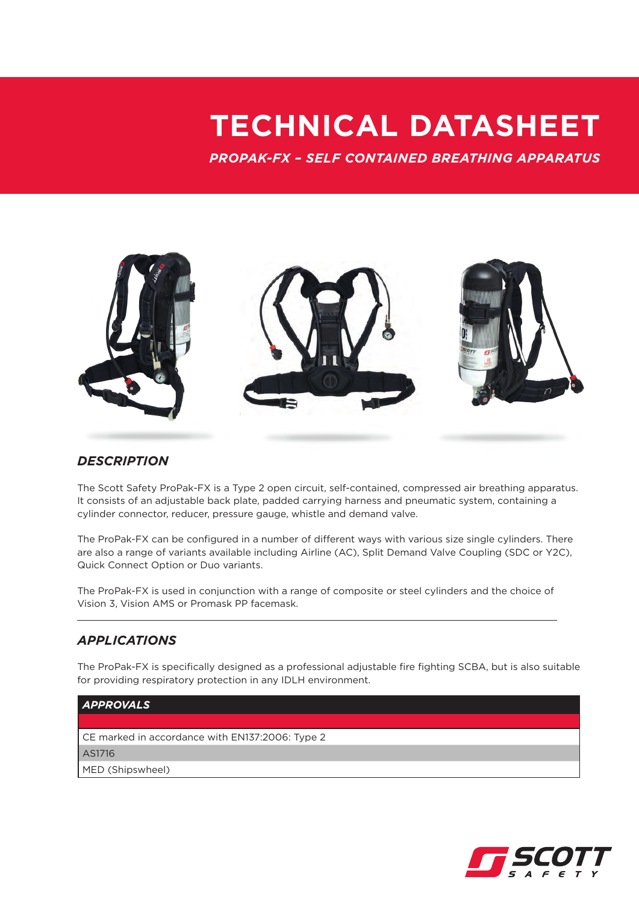# TECHNICAL DATASHEET

***PROPAK-FX – SELF CONTAINED BREATHING APPARATUS***

## *DESCRIPTION*

The Scott Safety ProPak-FX is a Type 2 open circuit, self-contained, compressed air breathing apparatus. It consists of an adjustable back plate, padded carrying harness and pneumatic system, containing a cylinder connector, reducer, pressure gauge, whistle and demand valve.

The ProPak-FX can be configured in a number of different ways with various size single cylinders. There are also a range of variants available including Airline (AC), Split Demand Valve Coupling (SDC or Y2C), Quick Connect Option or Duo variants.

The ProPak-FX is used in conjunction with a range of composite or steel cylinders and the choice of Vision 3, Vision AMS or Promask PP facemask.

---

## *APPLICATIONS*

The ProPak-FX is specifically designed as a professional adjustable fire fighting SCBA, but is also suitable for providing respiratory protection in any IDLH environment.

| *APPROVALS* |
|---|
| CE marked in accordance with EN137:2006: Type 2 |
| AS1716 |
| MED (Shipswheel) |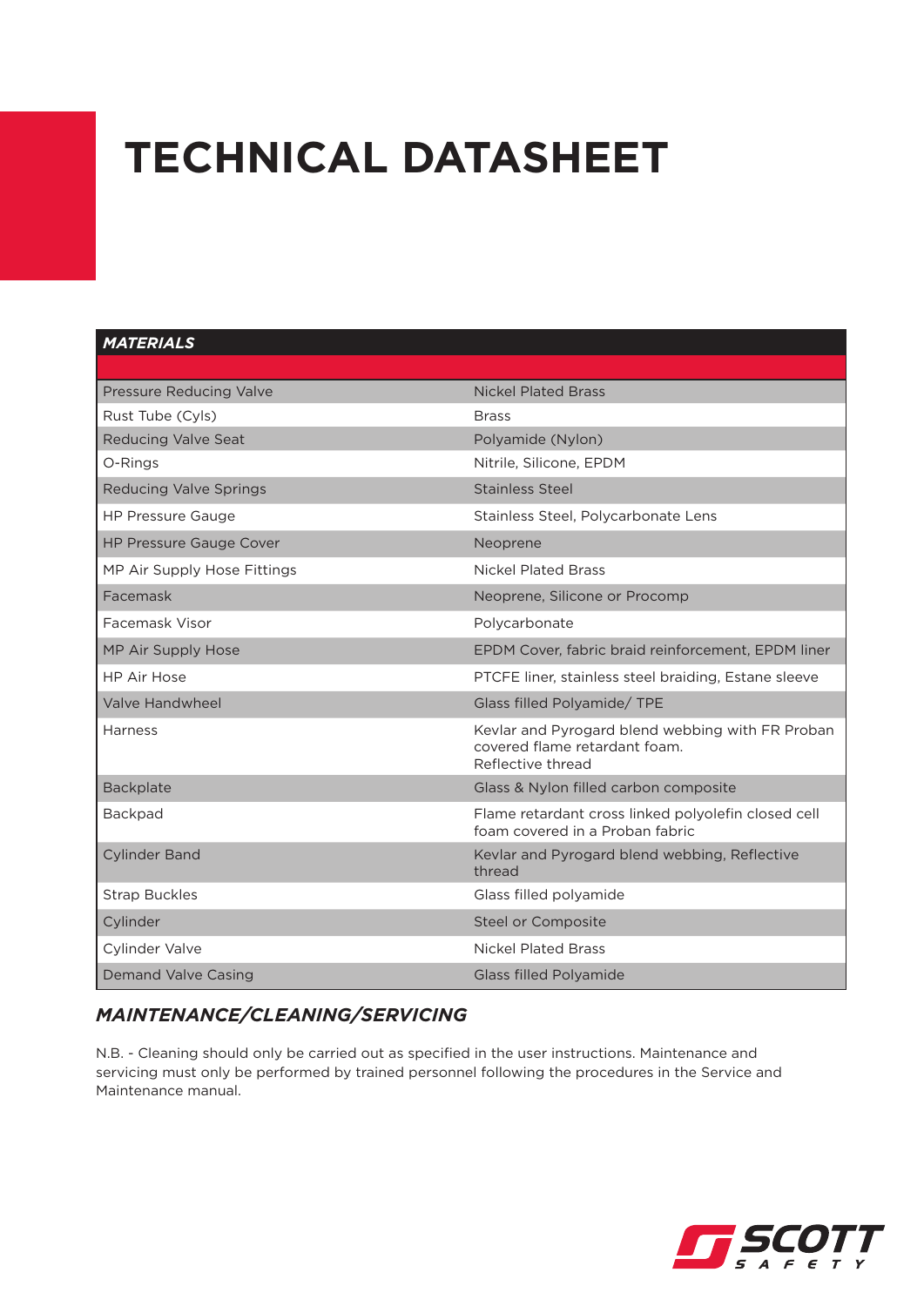# TECHNICAL DATASHEET

| *MATERIALS* | |
|---|---|
| Pressure Reducing Valve | Nickel Plated Brass |
| Rust Tube (Cyls) | Brass |
| Reducing Valve Seat | Polyamide (Nylon) |
| O-Rings | Nitrile, Silicone, EPDM |
| Reducing Valve Springs | Stainless Steel |
| HP Pressure Gauge | Stainless Steel, Polycarbonate Lens |
| HP Pressure Gauge Cover | Neoprene |
| MP Air Supply Hose Fittings | Nickel Plated Brass |
| Facemask | Neoprene, Silicone or Procomp |
| Facemask Visor | Polycarbonate |
| MP Air Supply Hose | EPDM Cover, fabric braid reinforcement, EPDM liner |
| HP Air Hose | PTCFE liner, stainless steel braiding, Estane sleeve |
| Valve Handwheel | Glass filled Polyamide/ TPE |
| Harness | Kevlar and Pyrogard blend webbing with FR Proban covered flame retardant foam. Reflective thread |
| Backplate | Glass & Nylon filled carbon composite |
| Backpad | Flame retardant cross linked polyolefin closed cell foam covered in a Proban fabric |
| Cylinder Band | Kevlar and Pyrogard blend webbing, Reflective thread |
| Strap Buckles | Glass filled polyamide |
| Cylinder | Steel or Composite |
| Cylinder Valve | Nickel Plated Brass |
| Demand Valve Casing | Glass filled Polyamide |

## *MAINTENANCE/CLEANING/SERVICING*

N.B. - Cleaning should only be carried out as specified in the user instructions. Maintenance and servicing must only be performed by trained personnel following the procedures in the Service and Maintenance manual.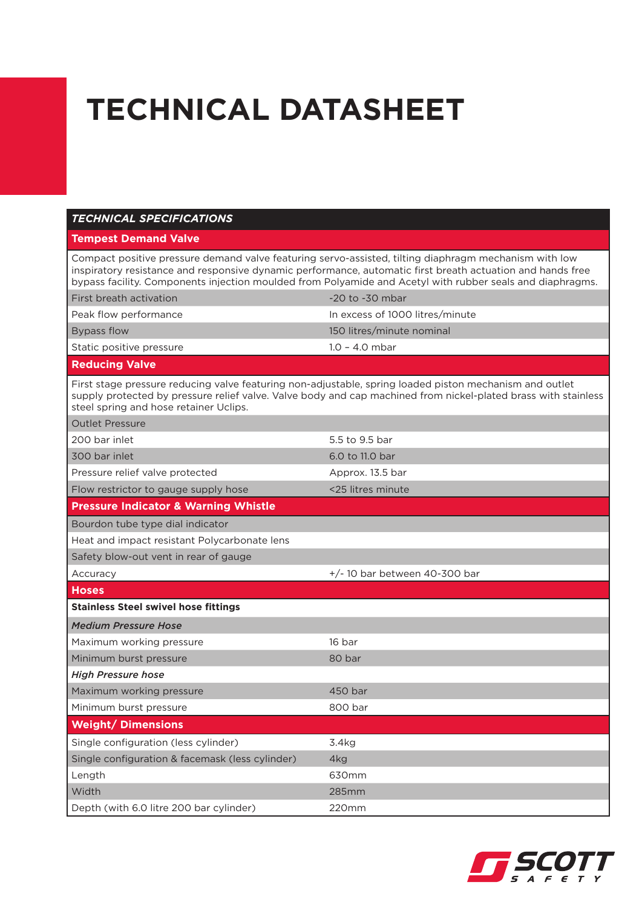# TECHNICAL DATASHEET

| TECHNICAL SPECIFICATIONS | |
|---|---|
| **Tempest Demand Valve** | |
| Compact positive pressure demand valve featuring servo-assisted, tilting diaphragm mechanism with low inspiratory resistance and responsive dynamic performance, automatic first breath actuation and hands free bypass facility. Components injection moulded from Polyamide and Acetyl with rubber seals and diaphragms. | |
| First breath activation | -20 to -30 mbar |
| Peak flow performance | In excess of 1000 litres/minute |
| Bypass flow | 150 litres/minute nominal |
| Static positive pressure | 1.0 – 4.0 mbar |
| **Reducing Valve** | |
| First stage pressure reducing valve featuring non-adjustable, spring loaded piston mechanism and outlet supply protected by pressure relief valve. Valve body and cap machined from nickel-plated brass with stainless steel spring and hose retainer Uclips. | |
| Outlet Pressure | |
| 200 bar inlet | 5.5 to 9.5 bar |
| 300 bar inlet | 6.0 to 11.0 bar |
| Pressure relief valve protected | Approx. 13.5 bar |
| Flow restrictor to gauge supply hose | <25 litres minute |
| **Pressure Indicator & Warning Whistle** | |
| Bourdon tube type dial indicator | |
| Heat and impact resistant Polycarbonate lens | |
| Safety blow-out vent in rear of gauge | |
| Accuracy | +/- 10 bar between 40-300 bar |
| **Hoses** | |
| **Stainless Steel swivel hose fittings** | |
| ***Medium Pressure Hose*** | |
| Maximum working pressure | 16 bar |
| Minimum burst pressure | 80 bar |
| ***High Pressure hose*** | |
| Maximum working pressure | 450 bar |
| Minimum burst pressure | 800 bar |
| **Weight/ Dimensions** | |
| Single configuration (less cylinder) | 3.4kg |
| Single configuration & facemask (less cylinder) | 4kg |
| Length | 630mm |
| Width | 285mm |
| Depth (with 6.0 litre 200 bar cylinder) | 220mm |

SCOTT SAFETY